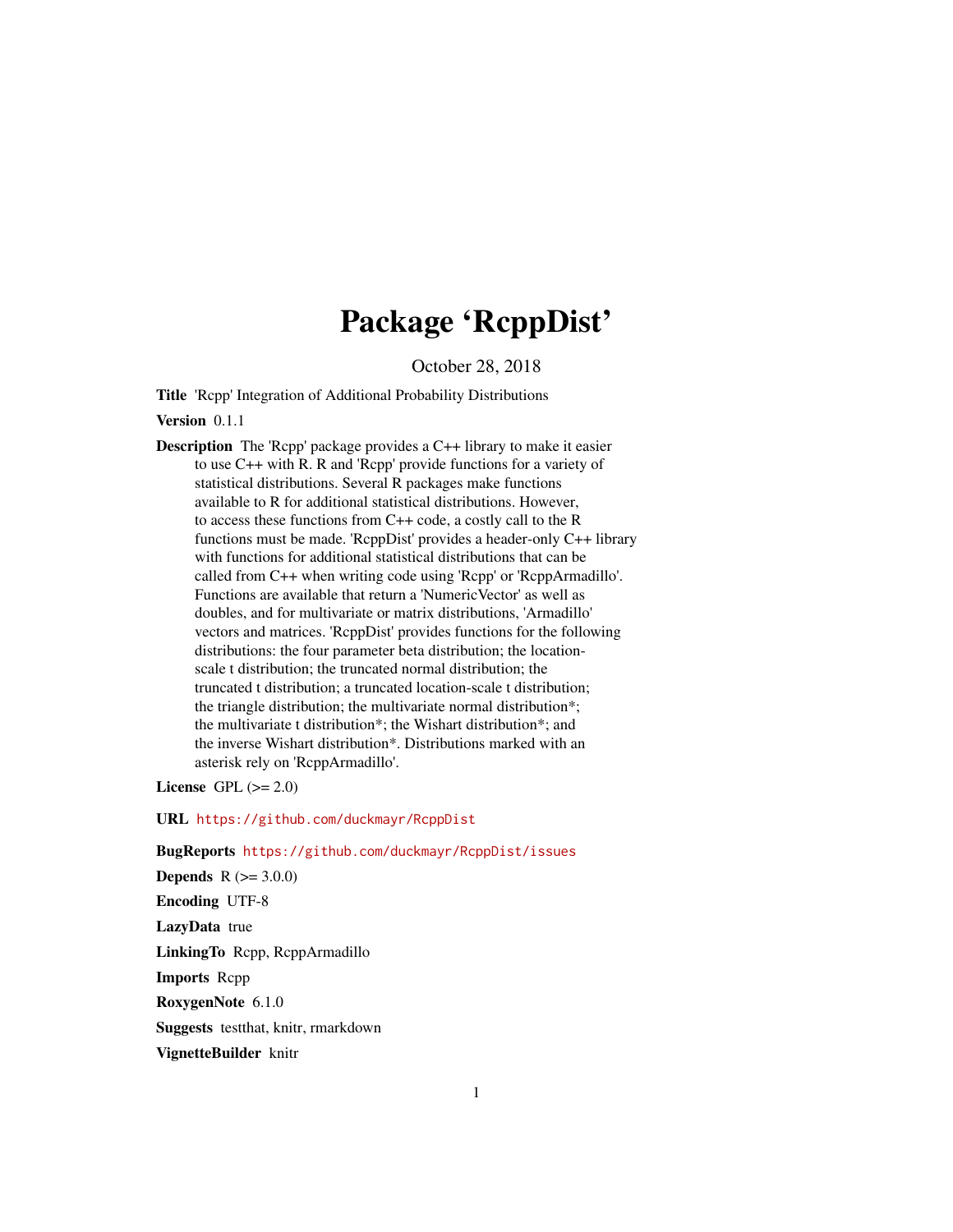# Package 'RcppDist'

October 28, 2018

**Title** 'Rcpp' Integration of Additional Probability Distributions

**Version** 0.1.1

**Description** The 'Rcpp' package provides a C++ library to make it easier to use C++ with R. R and 'Rcpp' provide functions for a variety of statistical distributions. Several R packages make functions available to R for additional statistical distributions. However, to access these functions from C++ code, a costly call to the R functions must be made. 'RcppDist' provides a header-only C++ library with functions for additional statistical distributions that can be called from C++ when writing code using 'Rcpp' or 'RcppArmadillo'. Functions are available that return a 'NumericVector' as well as doubles, and for multivariate or matrix distributions, 'Armadillo' vectors and matrices. 'RcppDist' provides functions for the following distributions: the four parameter beta distribution; the location-scale t distribution; the truncated normal distribution; the truncated t distribution; a truncated location-scale t distribution; the triangle distribution; the multivariate normal distribution*; the multivariate t distribution*; the Wishart distribution*; and the inverse Wishart distribution*. Distributions marked with an asterisk rely on 'RcppArmadillo'.

**License** GPL (>= 2.0)

**URL** https://github.com/duckmayr/RcppDist

**BugReports** https://github.com/duckmayr/RcppDist/issues

**Depends** R (>= 3.0.0)

**Encoding** UTF-8

**LazyData** true

**LinkingTo** Rcpp, RcppArmadillo

**Imports** Rcpp

**RoxygenNote** 6.1.0

**Suggests** testthat, knitr, rmarkdown

**VignetteBuilder** knitr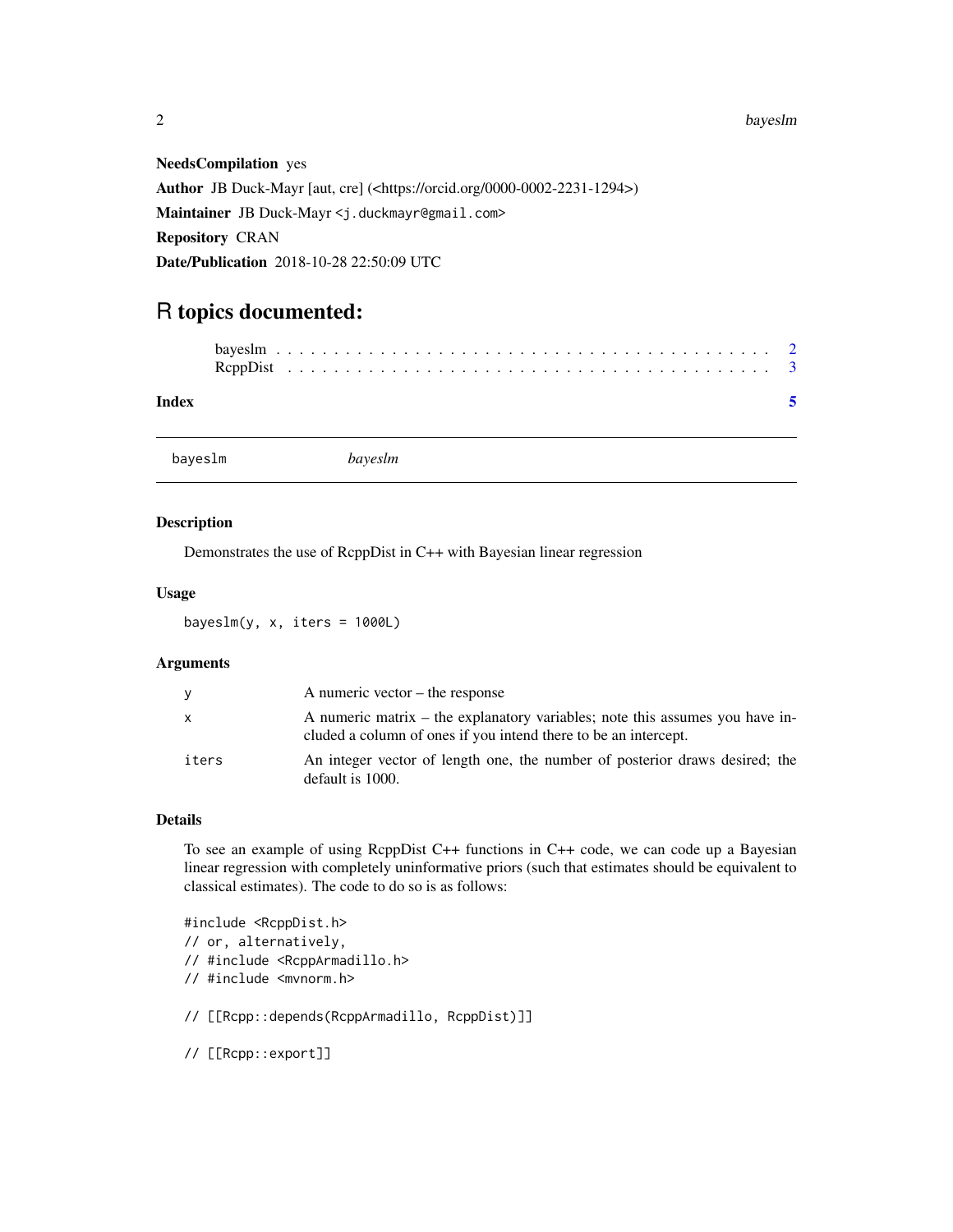**NeedsCompilation** yes

**Author** JB Duck-Mayr [aut, cre] (<https://orcid.org/0000-0002-2231-1294>)

**Maintainer** JB Duck-Mayr <j.duckmayr@gmail.com>

**Repository** CRAN

**Date/Publication** 2018-10-28 22:50:09 UTC

# R topics documented:

| | |
|---|---|
| bayeslm | 2 |
| RcppDist | 3 |
| **Index** | **5** |

---

## bayeslm — *bayeslm*

---

### Description

Demonstrates the use of RcppDist in C++ with Bayesian linear regression

### Usage

```
bayeslm(y, x, iters = 1000L)
```

### Arguments

| | |
|---|---|
| y | A numeric vector – the response |
| x | A numeric matrix – the explanatory variables; note this assumes you have included a column of ones if you intend there to be an intercept. |
| iters | An integer vector of length one, the number of posterior draws desired; the default is 1000. |

### Details

To see an example of using RcppDist C++ functions in C++ code, we can code up a Bayesian linear regression with completely uninformative priors (such that estimates should be equivalent to classical estimates). The code to do so is as follows:

```
#include <RcppDist.h>
// or, alternatively,
// #include <RcppArmadillo.h>
// #include <mvnorm.h>

// [[Rcpp::depends(RcppArmadillo, RcppDist)]]

// [[Rcpp::export]]
```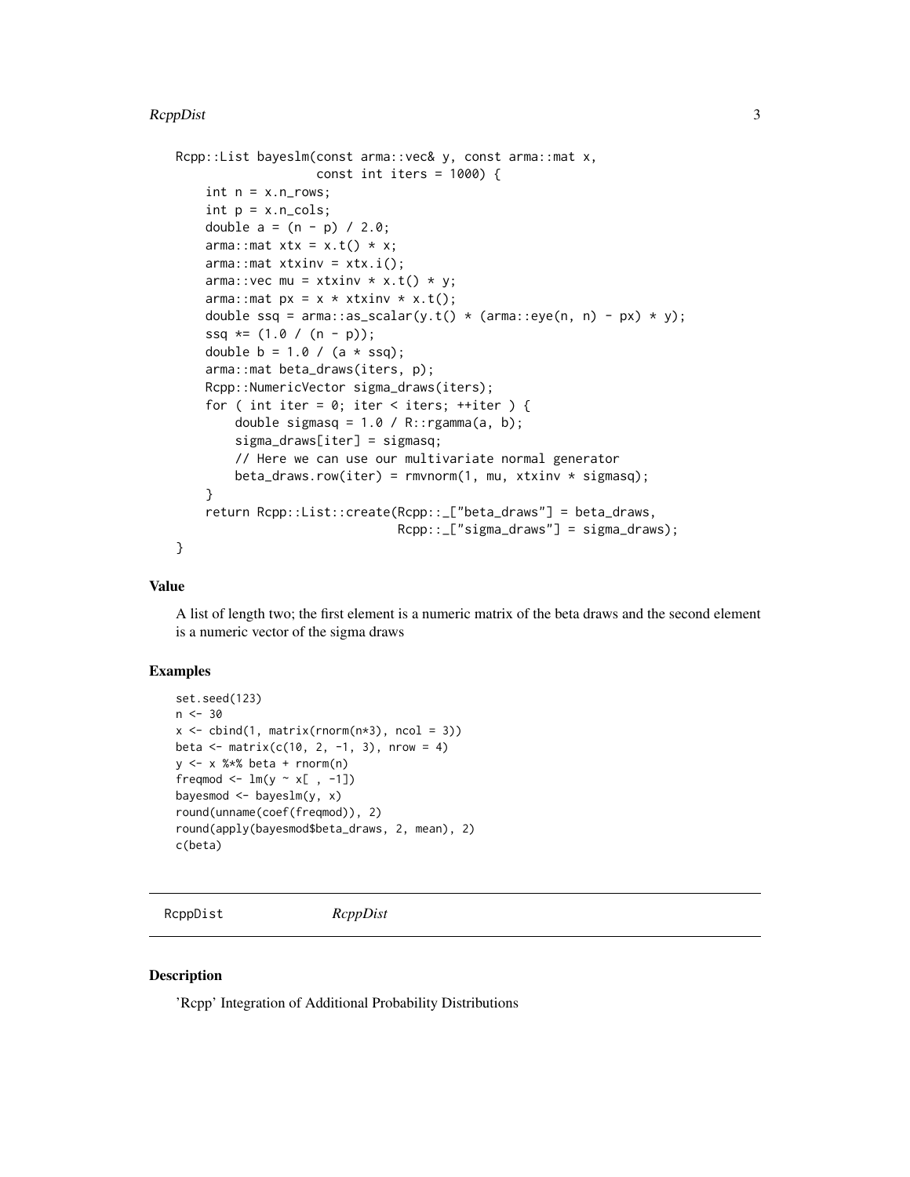```
Rcpp::List bayeslm(const arma::vec& y, const arma::mat x,
                   const int iters = 1000) {
    int n = x.n_rows;
    int p = x.n_cols;
    double a = (n - p) / 2.0;
    arma::mat xtx = x.t() * x;
    arma::mat xtxinv = xtx.i();
    arma::vec mu = xtxinv * x.t() * y;
    arma::mat px = x * xtxinv * x.t();
    double ssq = arma::as_scalar(y.t() * (arma::eye(n, n) - px) * y);
    ssq *= (1.0 / (n - p));
    double b = 1.0 / (a * ssq);
    arma::mat beta_draws(iters, p);
    Rcpp::NumericVector sigma_draws(iters);
    for ( int iter = 0; iter < iters; ++iter ) {
        double sigmasq = 1.0 / R::rgamma(a, b);
        sigma_draws[iter] = sigmasq;
        // Here we can use our multivariate normal generator
        beta_draws.row(iter) = rmvnorm(1, mu, xtxinv * sigmasq);
    }
    return Rcpp::List::create(Rcpp::_["beta_draws"] = beta_draws,
                              Rcpp::_["sigma_draws"] = sigma_draws);
}
```

### Value

A list of length two; the first element is a numeric matrix of the beta draws and the second element is a numeric vector of the sigma draws

### Examples

```
set.seed(123)
n <- 30
x <- cbind(1, matrix(rnorm(n*3), ncol = 3))
beta <- matrix(c(10, 2, -1, 3), nrow = 4)
y <- x %*% beta + rnorm(n)
freqmod <- lm(y ~ x[ , -1])
bayesmod <- bayeslm(y, x)
round(unname(coef(freqmod)), 2)
round(apply(bayesmod$beta_draws, 2, mean), 2)
c(beta)
```

---

## RcppDist *RcppDist*

### Description

'Rcpp' Integration of Additional Probability Distributions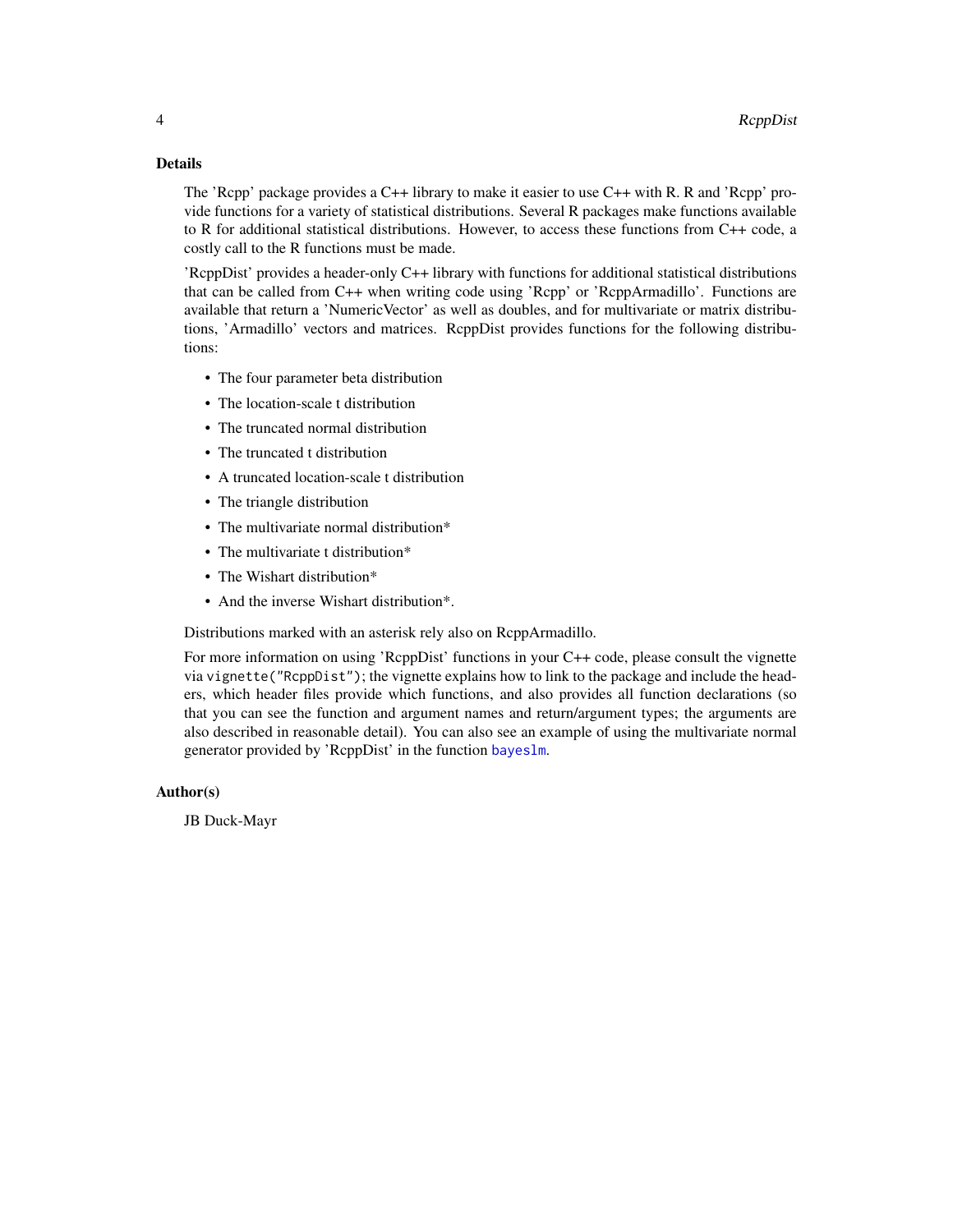### Details

The 'Rcpp' package provides a C++ library to make it easier to use C++ with R. R and 'Rcpp' provide functions for a variety of statistical distributions. Several R packages make functions available to R for additional statistical distributions. However, to access these functions from C++ code, a costly call to the R functions must be made.

'RcppDist' provides a header-only C++ library with functions for additional statistical distributions that can be called from C++ when writing code using 'Rcpp' or 'RcppArmadillo'. Functions are available that return a 'NumericVector' as well as doubles, and for multivariate or matrix distributions, 'Armadillo' vectors and matrices. RcppDist provides functions for the following distributions:

- The four parameter beta distribution
- The location-scale t distribution
- The truncated normal distribution
- The truncated t distribution
- A truncated location-scale t distribution
- The triangle distribution
- The multivariate normal distribution*
- The multivariate t distribution*
- The Wishart distribution*
- And the inverse Wishart distribution*.

Distributions marked with an asterisk rely also on RcppArmadillo.

For more information on using 'RcppDist' functions in your C++ code, please consult the vignette via `vignette("RcppDist")`; the vignette explains how to link to the package and include the headers, which header files provide which functions, and also provides all function declarations (so that you can see the function and argument names and return/argument types; the arguments are also described in reasonable detail). You can also see an example of using the multivariate normal generator provided by 'RcppDist' in the function `bayeslm`.

### Author(s)

JB Duck-Mayr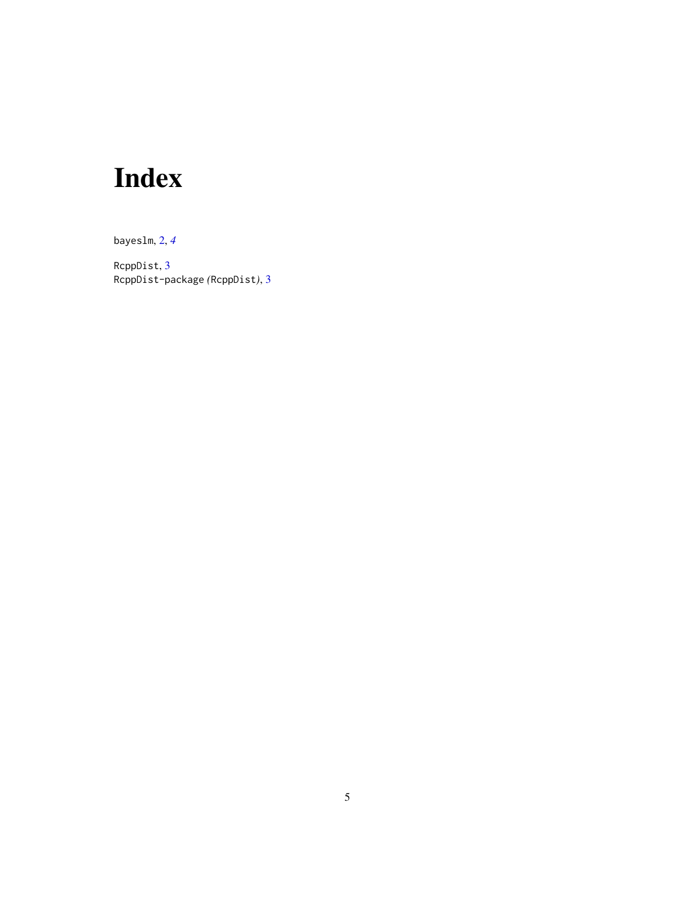# Index

bayeslm, 2, *4*

RcppDist, 3
RcppDist-package *(*RcppDist*)*, 3